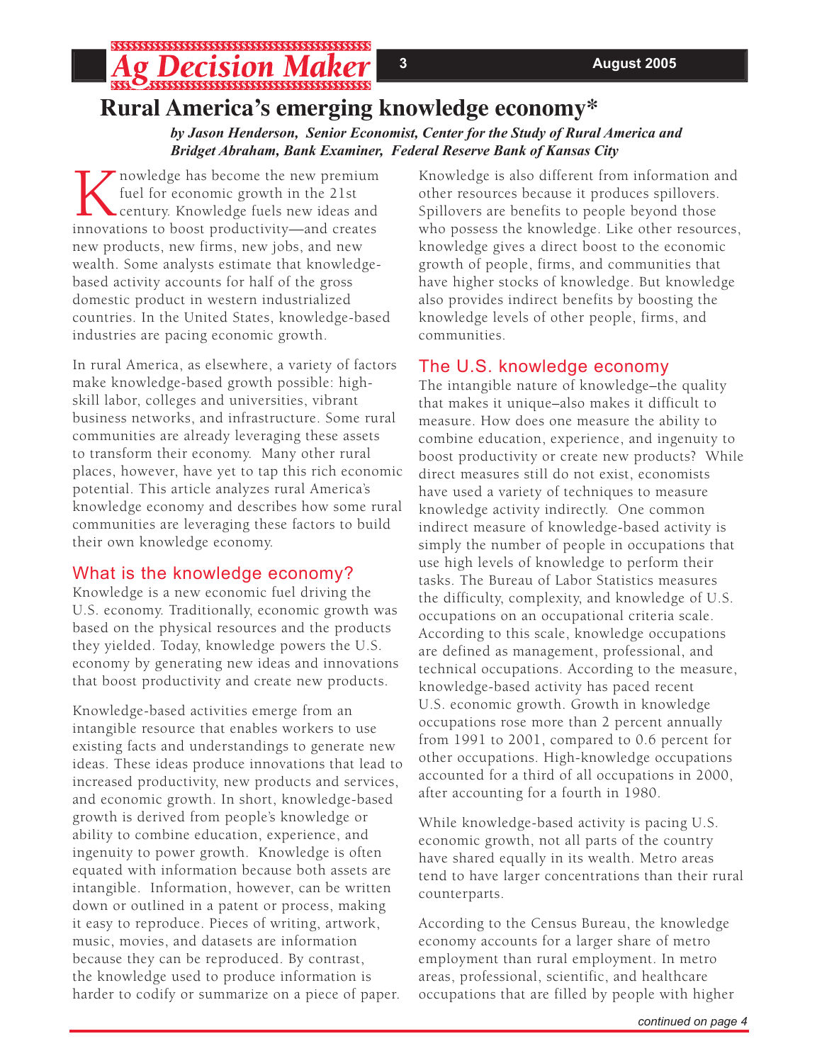# Rural America's emerging knowledge economy*

*by Jason Henderson, Senior Economist, Center for the Study of Rural America and Bridget Abraham, Bank Examiner, Federal Reserve Bank of Kansas City*

Knowledge has become the new premium fuel for economic growth in the 21st century. Knowledge fuels new ideas and innovations to boost productivity—and creates new products, new firms, new jobs, and new wealth. Some analysts estimate that knowledge-based activity accounts for half of the gross domestic product in western industrialized countries. In the United States, knowledge-based industries are pacing economic growth.

In rural America, as elsewhere, a variety of factors make knowledge-based growth possible: high-skill labor, colleges and universities, vibrant business networks, and infrastructure. Some rural communities are already leveraging these assets to transform their economy. Many other rural places, however, have yet to tap this rich economic potential. This article analyzes rural America's knowledge economy and describes how some rural communities are leveraging these factors to build their own knowledge economy.

## What is the knowledge economy?

Knowledge is a new economic fuel driving the U.S. economy. Traditionally, economic growth was based on the physical resources and the products they yielded. Today, knowledge powers the U.S. economy by generating new ideas and innovations that boost productivity and create new products.

Knowledge-based activities emerge from an intangible resource that enables workers to use existing facts and understandings to generate new ideas. These ideas produce innovations that lead to increased productivity, new products and services, and economic growth. In short, knowledge-based growth is derived from people's knowledge or ability to combine education, experience, and ingenuity to power growth. Knowledge is often equated with information because both assets are intangible. Information, however, can be written down or outlined in a patent or process, making it easy to reproduce. Pieces of writing, artwork, music, movies, and datasets are information because they can be reproduced. By contrast, the knowledge used to produce information is harder to codify or summarize on a piece of paper.

Knowledge is also different from information and other resources because it produces spillovers. Spillovers are benefits to people beyond those who possess the knowledge. Like other resources, knowledge gives a direct boost to the economic growth of people, firms, and communities that have higher stocks of knowledge. But knowledge also provides indirect benefits by boosting the knowledge levels of other people, firms, and communities.

## The U.S. knowledge economy

The intangible nature of knowledge–the quality that makes it unique–also makes it difficult to measure. How does one measure the ability to combine education, experience, and ingenuity to boost productivity or create new products? While direct measures still do not exist, economists have used a variety of techniques to measure knowledge activity indirectly. One common indirect measure of knowledge-based activity is simply the number of people in occupations that use high levels of knowledge to perform their tasks. The Bureau of Labor Statistics measures the difficulty, complexity, and knowledge of U.S. occupations on an occupational criteria scale. According to this scale, knowledge occupations are defined as management, professional, and technical occupations. According to the measure, knowledge-based activity has paced recent U.S. economic growth. Growth in knowledge occupations rose more than 2 percent annually from 1991 to 2001, compared to 0.6 percent for other occupations. High-knowledge occupations accounted for a third of all occupations in 2000, after accounting for a fourth in 1980.

While knowledge-based activity is pacing U.S. economic growth, not all parts of the country have shared equally in its wealth. Metro areas tend to have larger concentrations than their rural counterparts.

According to the Census Bureau, the knowledge economy accounts for a larger share of metro employment than rural employment. In metro areas, professional, scientific, and healthcare occupations that are filled by people with higher

*continued on page 4*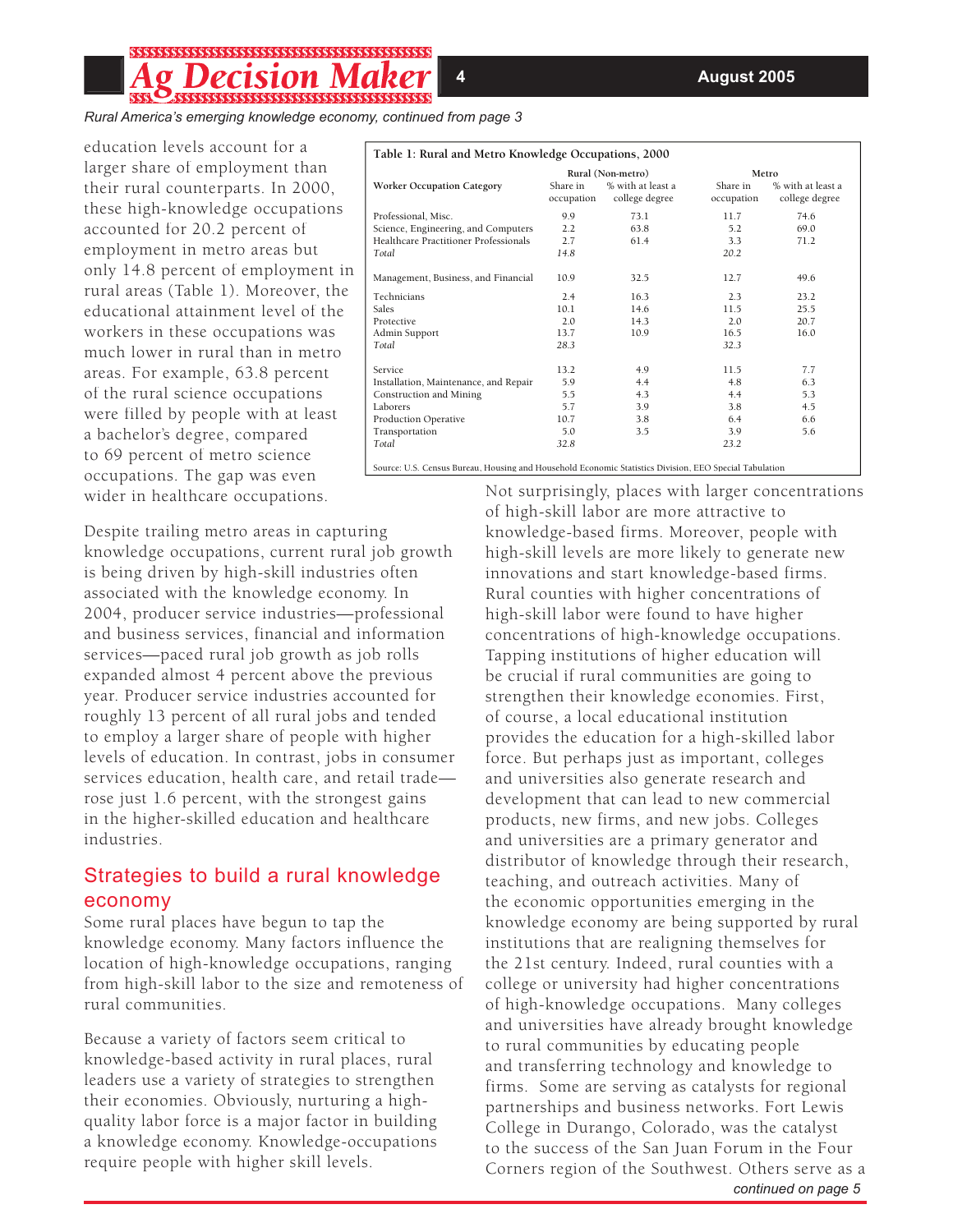*Rural America's emerging knowledge economy, continued from page 3*

education levels account for a larger share of employment than their rural counterparts. In 2000, these high-knowledge occupations accounted for 20.2 percent of employment in metro areas but only 14.8 percent of employment in rural areas (Table 1). Moreover, the educational attainment level of the workers in these occupations was much lower in rural than in metro areas. For example, 63.8 percent of the rural science occupations were filled by people with at least a bachelor's degree, compared to 69 percent of metro science occupations. The gap was even wider in healthcare occupations.

**Table 1: Rural and Metro Knowledge Occupations, 2000**

| Worker Occupation Category | Rural (Non-metro) Share in occupation | Rural (Non-metro) % with at least a college degree | Metro Share in occupation | Metro % with at least a college degree |
|---|---|---|---|---|
| Professional, Misc. | 9.9 | 73.1 | 11.7 | 74.6 |
| Science, Engineering, and Computers | 2.2 | 63.8 | 5.2 | 69.0 |
| Healthcare Practitioner Professionals | 2.7 | 61.4 | 3.3 | 71.2 |
| *Total* | *14.8* | | *20.2* | |
| Management, Business, and Financial | 10.9 | 32.5 | 12.7 | 49.6 |
| Technicians | 2.4 | 16.3 | 2.3 | 23.2 |
| Sales | 10.1 | 14.6 | 11.5 | 25.5 |
| Protective | 2.0 | 14.3 | 2.0 | 20.7 |
| Admin Support | 13.7 | 10.9 | 16.5 | 16.0 |
| *Total* | *28.3* | | *32.3* | |
| Service | 13.2 | 4.9 | 11.5 | 7.7 |
| Installation, Maintenance, and Repair | 5.9 | 4.4 | 4.8 | 6.3 |
| Construction and Mining | 5.5 | 4.3 | 4.4 | 5.3 |
| Laborers | 5.7 | 3.9 | 3.8 | 4.5 |
| Production Operative | 10.7 | 3.8 | 6.4 | 6.6 |
| Transportation | 5.0 | 3.5 | 3.9 | 5.6 |
| *Total* | *32.8* | | *23.2* | |

Source: U.S. Census Bureau, Housing and Household Economic Statistics Division, EEO Special Tabulation

Despite trailing metro areas in capturing knowledge occupations, current rural job growth is being driven by high-skill industries often associated with the knowledge economy. In 2004, producer service industries—professional and business services, financial and information services—paced rural job growth as job rolls expanded almost 4 percent above the previous year. Producer service industries accounted for roughly 13 percent of all rural jobs and tended to employ a larger share of people with higher levels of education. In contrast, jobs in consumer services education, health care, and retail trade—rose just 1.6 percent, with the strongest gains in the higher-skilled education and healthcare industries.

## Strategies to build a rural knowledge economy

Some rural places have begun to tap the knowledge economy. Many factors influence the location of high-knowledge occupations, ranging from high-skill labor to the size and remoteness of rural communities.

Because a variety of factors seem critical to knowledge-based activity in rural places, rural leaders use a variety of strategies to strengthen their economies. Obviously, nurturing a high-quality labor force is a major factor in building a knowledge economy. Knowledge-occupations require people with higher skill levels.

Not surprisingly, places with larger concentrations of high-skill labor are more attractive to knowledge-based firms. Moreover, people with high-skill levels are more likely to generate new innovations and start knowledge-based firms. Rural counties with higher concentrations of high-skill labor were found to have higher concentrations of high-knowledge occupations. Tapping institutions of higher education will be crucial if rural communities are going to strengthen their knowledge economies. First, of course, a local educational institution provides the education for a high-skilled labor force. But perhaps just as important, colleges and universities also generate research and development that can lead to new commercial products, new firms, and new jobs. Colleges and universities are a primary generator and distributor of knowledge through their research, teaching, and outreach activities. Many of the economic opportunities emerging in the knowledge economy are being supported by rural institutions that are realigning themselves for the 21st century. Indeed, rural counties with a college or university had higher concentrations of high-knowledge occupations. Many colleges and universities have already brought knowledge to rural communities by educating people and transferring technology and knowledge to firms. Some are serving as catalysts for regional partnerships and business networks. Fort Lewis College in Durango, Colorado, was the catalyst to the success of the San Juan Forum in the Four Corners region of the Southwest. Others serve as a

*continued on page 5*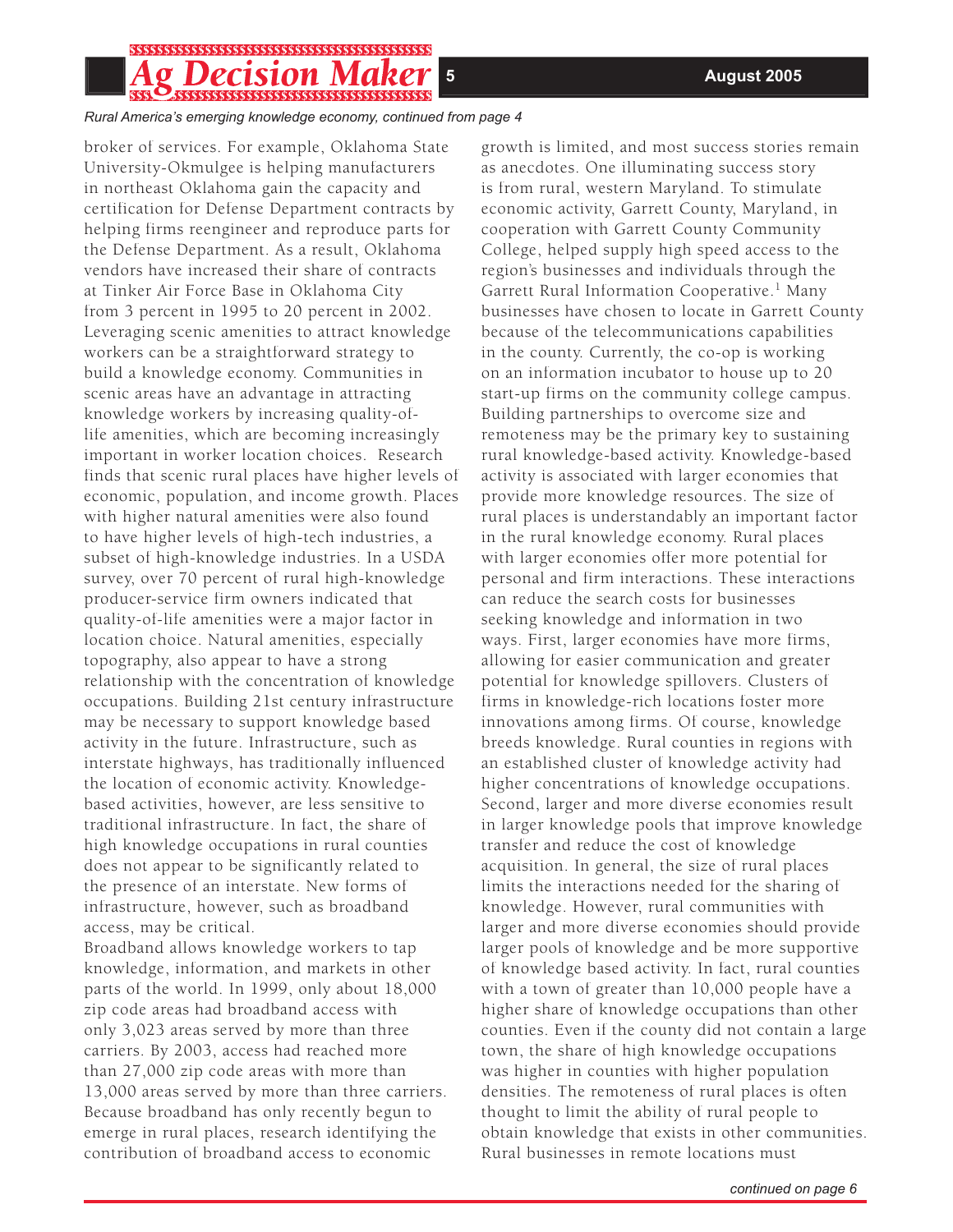*Rural America's emerging knowledge economy, continued from page 4*

broker of services. For example, Oklahoma State University-Okmulgee is helping manufacturers in northeast Oklahoma gain the capacity and certification for Defense Department contracts by helping firms reengineer and reproduce parts for the Defense Department. As a result, Oklahoma vendors have increased their share of contracts at Tinker Air Force Base in Oklahoma City from 3 percent in 1995 to 20 percent in 2002. Leveraging scenic amenities to attract knowledge workers can be a straightforward strategy to build a knowledge economy. Communities in scenic areas have an advantage in attracting knowledge workers by increasing quality-of-life amenities, which are becoming increasingly important in worker location choices. Research finds that scenic rural places have higher levels of economic, population, and income growth. Places with higher natural amenities were also found to have higher levels of high-tech industries, a subset of high-knowledge industries. In a USDA survey, over 70 percent of rural high-knowledge producer-service firm owners indicated that quality-of-life amenities were a major factor in location choice. Natural amenities, especially topography, also appear to have a strong relationship with the concentration of knowledge occupations. Building 21st century infrastructure may be necessary to support knowledge based activity in the future. Infrastructure, such as interstate highways, has traditionally influenced the location of economic activity. Knowledge-based activities, however, are less sensitive to traditional infrastructure. In fact, the share of high knowledge occupations in rural counties does not appear to be significantly related to the presence of an interstate. New forms of infrastructure, however, such as broadband access, may be critical.

Broadband allows knowledge workers to tap knowledge, information, and markets in other parts of the world. In 1999, only about 18,000 zip code areas had broadband access with only 3,023 areas served by more than three carriers. By 2003, access had reached more than 27,000 zip code areas with more than 13,000 areas served by more than three carriers. Because broadband has only recently begun to emerge in rural places, research identifying the contribution of broadband access to economic growth is limited, and most success stories remain as anecdotes. One illuminating success story is from rural, western Maryland. To stimulate economic activity, Garrett County, Maryland, in cooperation with Garrett County Community College, helped supply high speed access to the region's businesses and individuals through the Garrett Rural Information Cooperative.[1] Many businesses have chosen to locate in Garrett County because of the telecommunications capabilities in the county. Currently, the co-op is working on an information incubator to house up to 20 start-up firms on the community college campus. Building partnerships to overcome size and remoteness may be the primary key to sustaining rural knowledge-based activity. Knowledge-based activity is associated with larger economies that provide more knowledge resources. The size of rural places is understandably an important factor in the rural knowledge economy. Rural places with larger economies offer more potential for personal and firm interactions. These interactions can reduce the search costs for businesses seeking knowledge and information in two ways. First, larger economies have more firms, allowing for easier communication and greater potential for knowledge spillovers. Clusters of firms in knowledge-rich locations foster more innovations among firms. Of course, knowledge breeds knowledge. Rural counties in regions with an established cluster of knowledge activity had higher concentrations of knowledge occupations. Second, larger and more diverse economies result in larger knowledge pools that improve knowledge transfer and reduce the cost of knowledge acquisition. In general, the size of rural places limits the interactions needed for the sharing of knowledge. However, rural communities with larger and more diverse economies should provide larger pools of knowledge and be more supportive of knowledge based activity. In fact, rural counties with a town of greater than 10,000 people have a higher share of knowledge occupations than other counties. Even if the county did not contain a large town, the share of high knowledge occupations was higher in counties with higher population densities. The remoteness of rural places is often thought to limit the ability of rural people to obtain knowledge that exists in other communities. Rural businesses in remote locations must

*continued on page 6*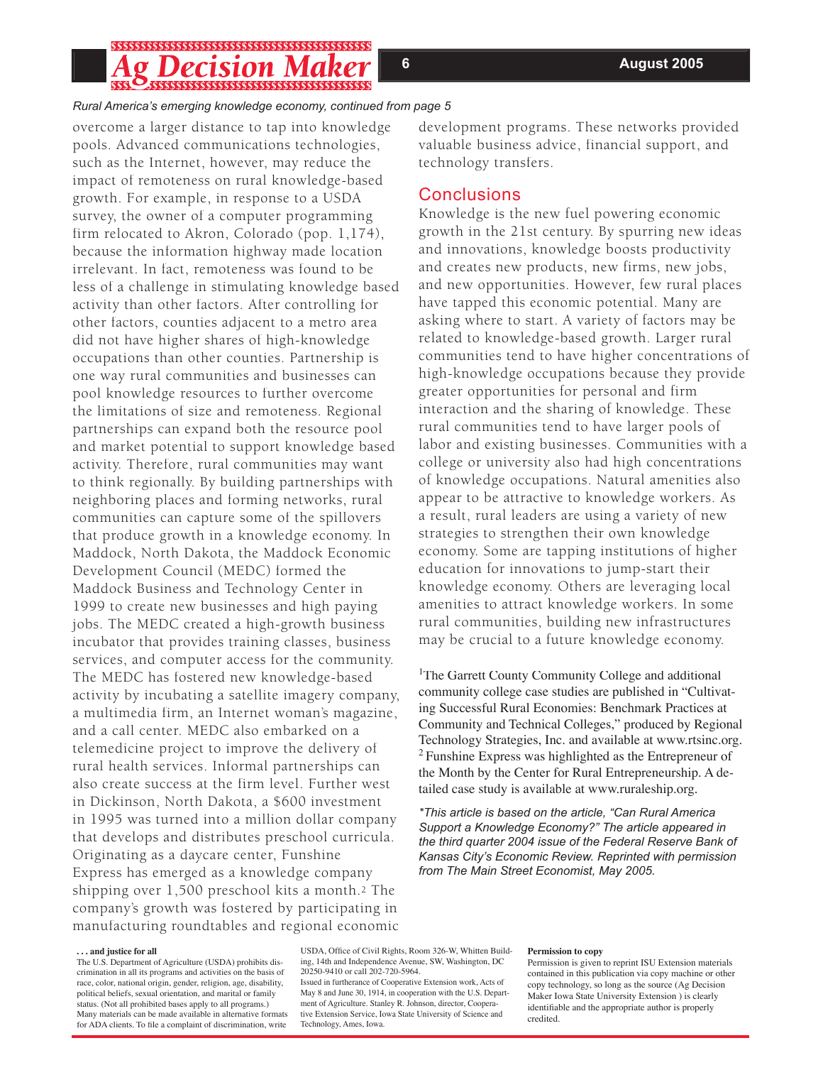*Rural America's emerging knowledge economy, continued from page 5*

overcome a larger distance to tap into knowledge pools. Advanced communications technologies, such as the Internet, however, may reduce the impact of remoteness on rural knowledge-based growth. For example, in response to a USDA survey, the owner of a computer programming firm relocated to Akron, Colorado (pop. 1,174), because the information highway made location irrelevant. In fact, remoteness was found to be less of a challenge in stimulating knowledge based activity than other factors. After controlling for other factors, counties adjacent to a metro area did not have higher shares of high-knowledge occupations than other counties. Partnership is one way rural communities and businesses can pool knowledge resources to further overcome the limitations of size and remoteness. Regional partnerships can expand both the resource pool and market potential to support knowledge based activity. Therefore, rural communities may want to think regionally. By building partnerships with neighboring places and forming networks, rural communities can capture some of the spillovers that produce growth in a knowledge economy. In Maddock, North Dakota, the Maddock Economic Development Council (MEDC) formed the Maddock Business and Technology Center in 1999 to create new businesses and high paying jobs. The MEDC created a high-growth business incubator that provides training classes, business services, and computer access for the community. The MEDC has fostered new knowledge-based activity by incubating a satellite imagery company, a multimedia firm, an Internet woman's magazine, and a call center. MEDC also embarked on a telemedicine project to improve the delivery of rural health services. Informal partnerships can also create success at the firm level. Further west in Dickinson, North Dakota, a $600 investment in 1995 was turned into a million dollar company that develops and distributes preschool curricula. Originating as a daycare center, Funshine Express has emerged as a knowledge company shipping over 1,500 preschool kits a month.[2] The company's growth was fostered by participating in manufacturing roundtables and regional economic development programs. These networks provided valuable business advice, financial support, and technology transfers.

## Conclusions

Knowledge is the new fuel powering economic growth in the 21st century. By spurring new ideas and innovations, knowledge boosts productivity and creates new products, new firms, new jobs, and new opportunities. However, few rural places have tapped this economic potential. Many are asking where to start. A variety of factors may be related to knowledge-based growth. Larger rural communities tend to have higher concentrations of high-knowledge occupations because they provide greater opportunities for personal and firm interaction and the sharing of knowledge. These rural communities tend to have larger pools of labor and existing businesses. Communities with a college or university also had high concentrations of knowledge occupations. Natural amenities also appear to be attractive to knowledge workers. As a result, rural leaders are using a variety of new strategies to strengthen their own knowledge economy. Some are tapping institutions of higher education for innovations to jump-start their knowledge economy. Others are leveraging local amenities to attract knowledge workers. In some rural communities, building new infrastructures may be crucial to a future knowledge economy.

[1] The Garrett County Community College and additional community college case studies are published in "Cultivating Successful Rural Economies: Benchmark Practices at Community and Technical Colleges," produced by Regional Technology Strategies, Inc. and available at www.rtsinc.org.
[2] Funshine Express was highlighted as the Entrepreneur of the Month by the Center for Rural Entrepreneurship. A detailed case study is available at www.ruraleship.org.

*\*This article is based on the article, "Can Rural America Support a Knowledge Economy?" The article appeared in the third quarter 2004 issue of the Federal Reserve Bank of Kansas City's Economic Review. Reprinted with permission from The Main Street Economist, May 2005.*

**. . . and justice for all**
The U.S. Department of Agriculture (USDA) prohibits discrimination in all its programs and activities on the basis of race, color, national origin, gender, religion, age, disability, political beliefs, sexual orientation, and marital or family status. (Not all prohibited bases apply to all programs.) Many materials can be made available in alternative formats for ADA clients. To file a complaint of discrimination, write USDA, Office of Civil Rights, Room 326-W, Whitten Building, 14th and Independence Avenue, SW, Washington, DC 20250-9410 or call 202-720-5964.

Issued in furtherance of Cooperative Extension work, Acts of May 8 and June 30, 1914, in cooperation with the U.S. Department of Agriculture. Stanley R. Johnson, director, Cooperative Extension Service, Iowa State University of Science and Technology, Ames, Iowa.

**Permission to copy**
Permission is given to reprint ISU Extension materials contained in this publication via copy machine or other copy technology, so long as the source (Ag Decision Maker Iowa State University Extension ) is clearly identifiable and the appropriate author is properly credited.